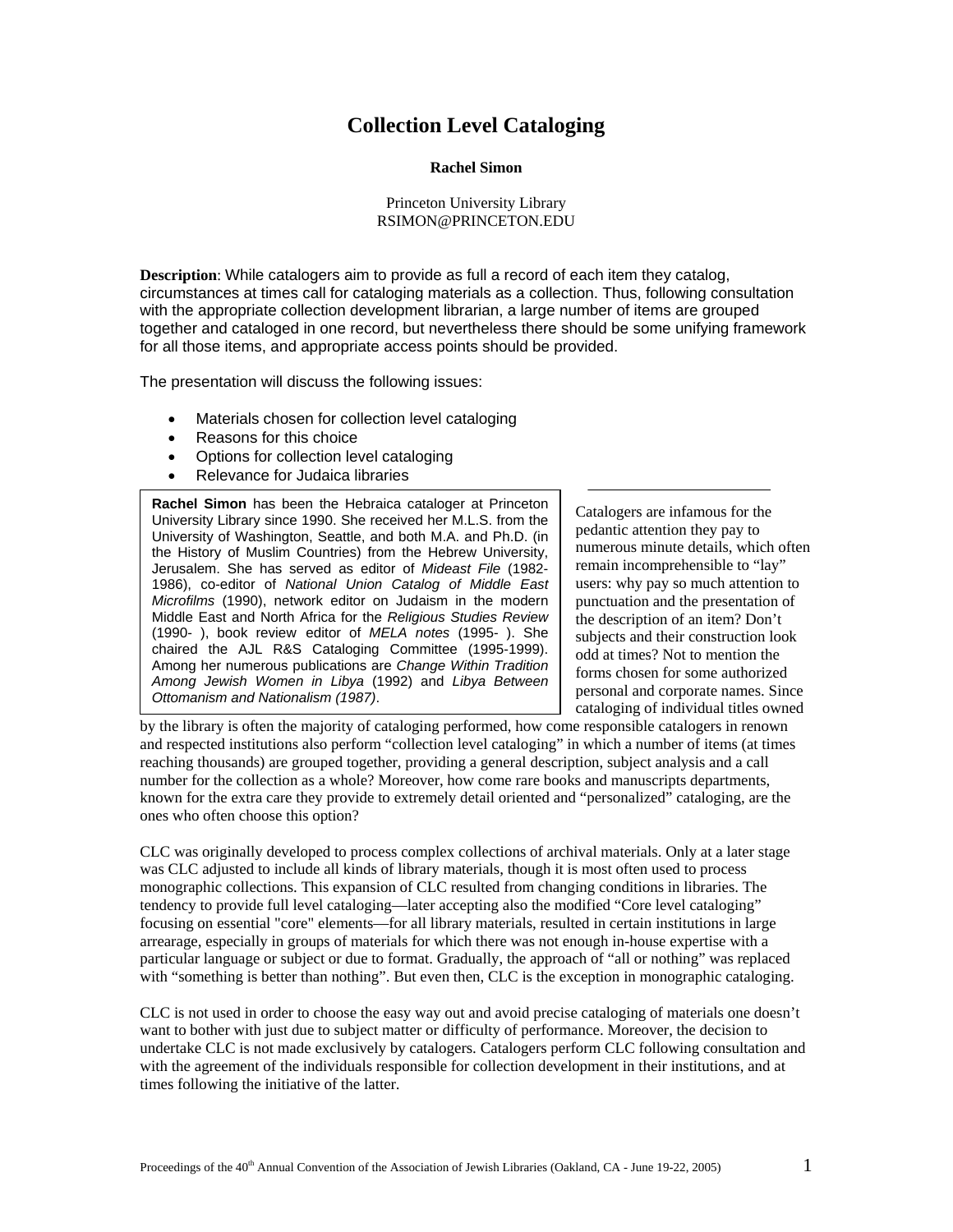# Collection Level Cataloging

**Rachel Simon**

Princeton University Library
RSIMON@PRINCETON.EDU

**Description**: While catalogers aim to provide as full a record of each item they catalog, circumstances at times call for cataloging materials as a collection. Thus, following consultation with the appropriate collection development librarian, a large number of items are grouped together and cataloged in one record, but nevertheless there should be some unifying framework for all those items, and appropriate access points should be provided.

The presentation will discuss the following issues:

- Materials chosen for collection level cataloging
- Reasons for this choice
- Options for collection level cataloging
- Relevance for Judaica libraries

**Rachel Simon** has been the Hebraica cataloger at Princeton University Library since 1990. She received her M.L.S. from the University of Washington, Seattle, and both M.A. and Ph.D. (in the History of Muslim Countries) from the Hebrew University, Jerusalem. She has served as editor of *Mideast File* (1982-1986), co-editor of *National Union Catalog of Middle East Microfilms* (1990), network editor on Judaism in the modern Middle East and North Africa for the *Religious Studies Review* (1990- ), book review editor of *MELA notes* (1995- ). She chaired the AJL R&S Cataloging Committee (1995-1999). Among her numerous publications are *Change Within Tradition Among Jewish Women in Libya* (1992) and *Libya Between Ottomanism and Nationalism (1987)*.

Catalogers are infamous for the pedantic attention they pay to numerous minute details, which often remain incomprehensible to "lay" users: why pay so much attention to punctuation and the presentation of the description of an item? Don't subjects and their construction look odd at times? Not to mention the forms chosen for some authorized personal and corporate names. Since cataloging of individual titles owned by the library is often the majority of cataloging performed, how come responsible catalogers in renown and respected institutions also perform "collection level cataloging" in which a number of items (at times reaching thousands) are grouped together, providing a general description, subject analysis and a call number for the collection as a whole? Moreover, how come rare books and manuscripts departments, known for the extra care they provide to extremely detail oriented and "personalized" cataloging, are the ones who often choose this option?

CLC was originally developed to process complex collections of archival materials. Only at a later stage was CLC adjusted to include all kinds of library materials, though it is most often used to process monographic collections. This expansion of CLC resulted from changing conditions in libraries. The tendency to provide full level cataloging—later accepting also the modified "Core level cataloging" focusing on essential "core" elements—for all library materials, resulted in certain institutions in large arrearage, especially in groups of materials for which there was not enough in-house expertise with a particular language or subject or due to format. Gradually, the approach of "all or nothing" was replaced with "something is better than nothing". But even then, CLC is the exception in monographic cataloging.

CLC is not used in order to choose the easy way out and avoid precise cataloging of materials one doesn't want to bother with just due to subject matter or difficulty of performance. Moreover, the decision to undertake CLC is not made exclusively by catalogers. Catalogers perform CLC following consultation and with the agreement of the individuals responsible for collection development in their institutions, and at times following the initiative of the latter.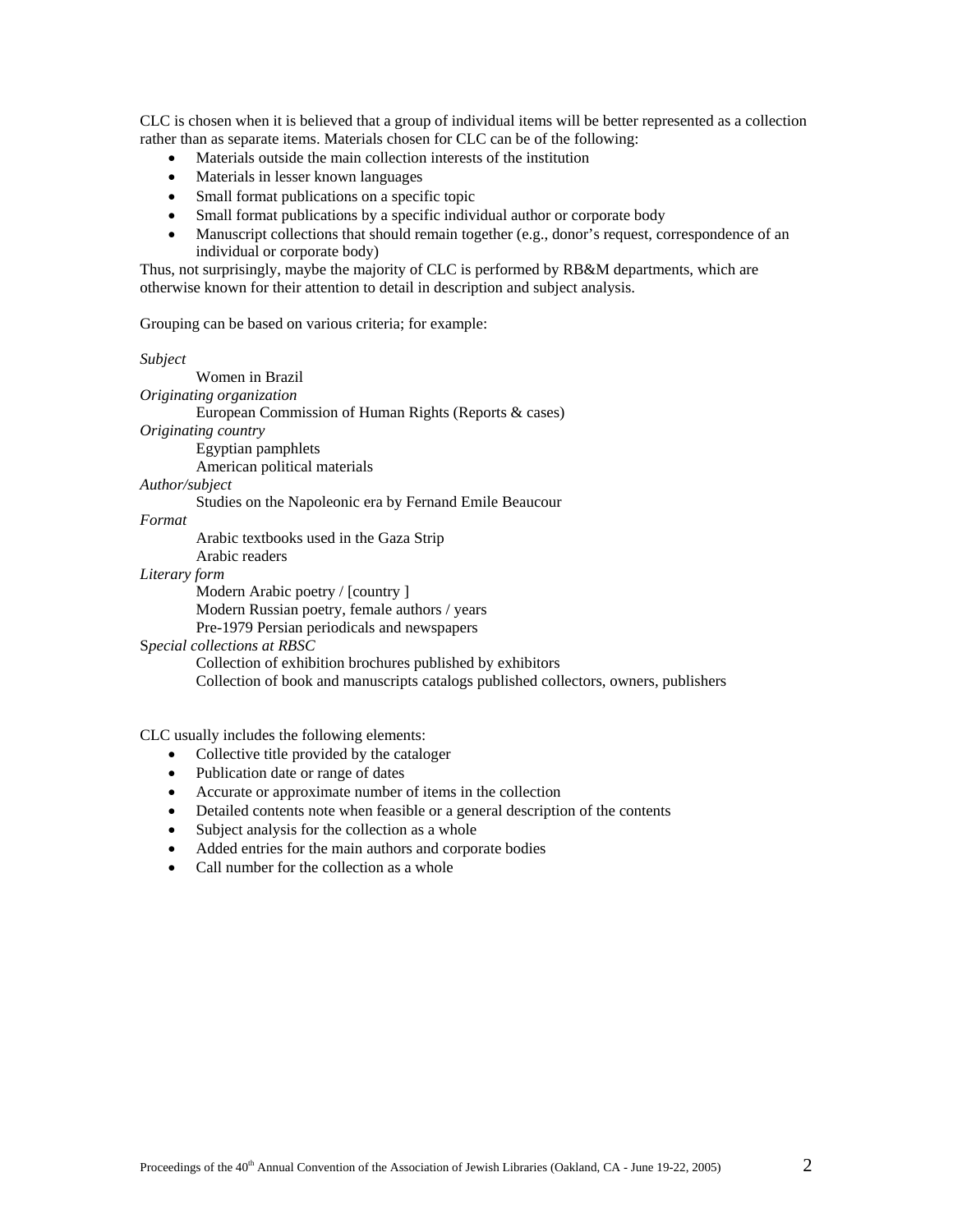CLC is chosen when it is believed that a group of individual items will be better represented as a collection rather than as separate items. Materials chosen for CLC can be of the following:

- Materials outside the main collection interests of the institution
- Materials in lesser known languages
- Small format publications on a specific topic
- Small format publications by a specific individual author or corporate body
- Manuscript collections that should remain together (e.g., donor's request, correspondence of an individual or corporate body)

Thus, not surprisingly, maybe the majority of CLC is performed by RB&M departments, which are otherwise known for their attention to detail in description and subject analysis.

Grouping can be based on various criteria; for example:

*Subject*
    Women in Brazil
*Originating organization*
    European Commission of Human Rights (Reports & cases)
*Originating country*
    Egyptian pamphlets
    American political materials
*Author/subject*
    Studies on the Napoleonic era by Fernand Emile Beaucour
*Format*
    Arabic textbooks used in the Gaza Strip
    Arabic readers
*Literary form*
    Modern Arabic poetry / [country ]
    Modern Russian poetry, female authors / years
    Pre-1979 Persian periodicals and newspapers
*Special collections at RBSC*
    Collection of exhibition brochures published by exhibitors
    Collection of book and manuscripts catalogs published collectors, owners, publishers

CLC usually includes the following elements:

- Collective title provided by the cataloger
- Publication date or range of dates
- Accurate or approximate number of items in the collection
- Detailed contents note when feasible or a general description of the contents
- Subject analysis for the collection as a whole
- Added entries for the main authors and corporate bodies
- Call number for the collection as a whole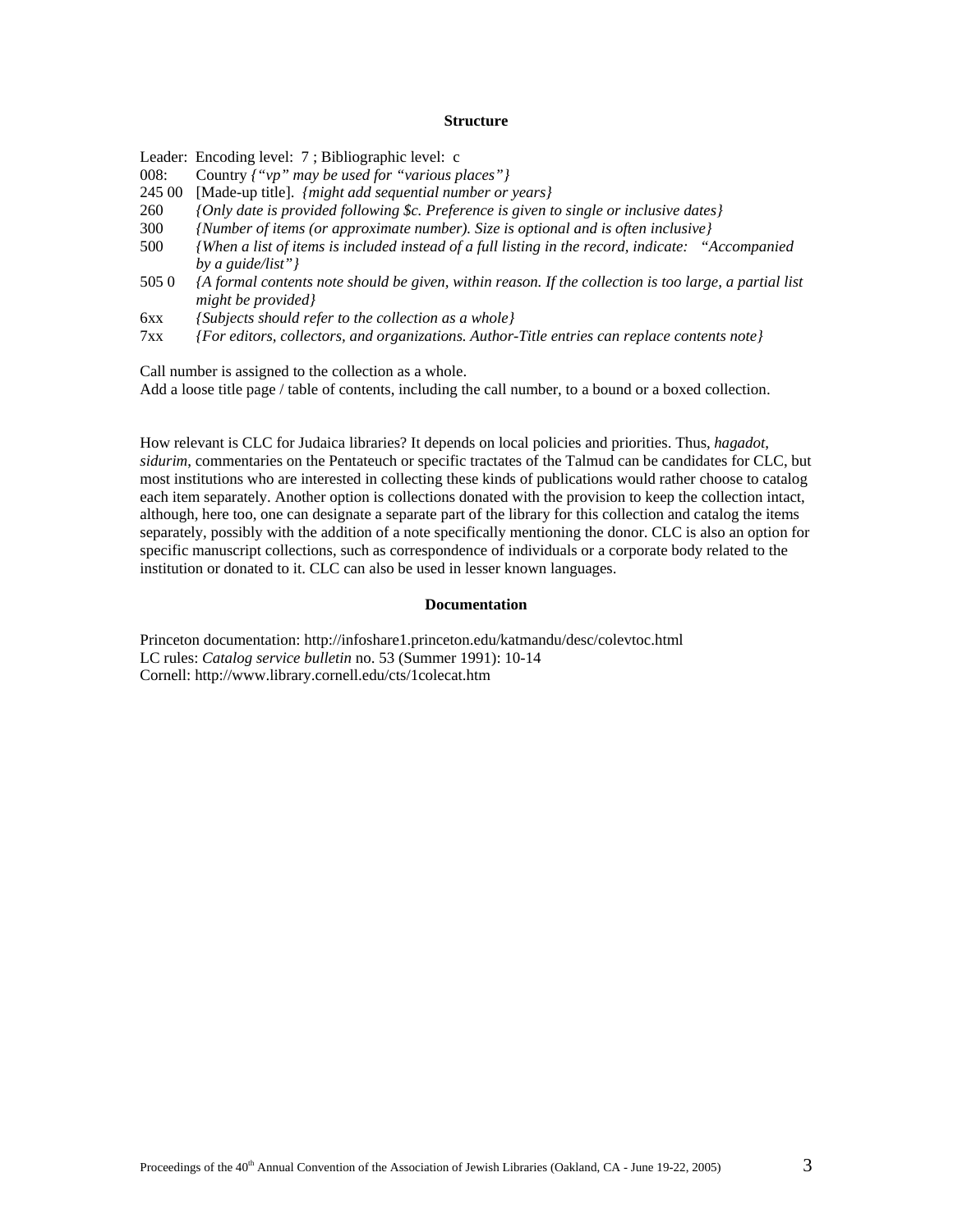**Structure**

Leader: Encoding level: 7 ; Bibliographic level: c
008: Country *{"vp" may be used for "various places"}*
245 00 [Made-up title]. *{might add sequential number or years}*
260 *{Only date is provided following $c. Preference is given to single or inclusive dates}*
300 *{Number of items (or approximate number). Size is optional and is often inclusive}*
500 *{When a list of items is included instead of a full listing in the record, indicate: "Accompanied by a guide/list"}*
505 0 *{A formal contents note should be given, within reason. If the collection is too large, a partial list might be provided}*
6xx *{Subjects should refer to the collection as a whole}*
7xx *{For editors, collectors, and organizations. Author-Title entries can replace contents note}*

Call number is assigned to the collection as a whole.
Add a loose title page / table of contents, including the call number, to a bound or a boxed collection.

How relevant is CLC for Judaica libraries? It depends on local policies and priorities. Thus, *hagadot*, *sidurim*, commentaries on the Pentateuch or specific tractates of the Talmud can be candidates for CLC, but most institutions who are interested in collecting these kinds of publications would rather choose to catalog each item separately. Another option is collections donated with the provision to keep the collection intact, although, here too, one can designate a separate part of the library for this collection and catalog the items separately, possibly with the addition of a note specifically mentioning the donor. CLC is also an option for specific manuscript collections, such as correspondence of individuals or a corporate body related to the institution or donated to it. CLC can also be used in lesser known languages.

**Documentation**

Princeton documentation: http://infoshare1.princeton.edu/katmandu/desc/colevtoc.html
LC rules: *Catalog service bulletin* no. 53 (Summer 1991): 10-14
Cornell: http://www.library.cornell.edu/cts/1colecat.htm